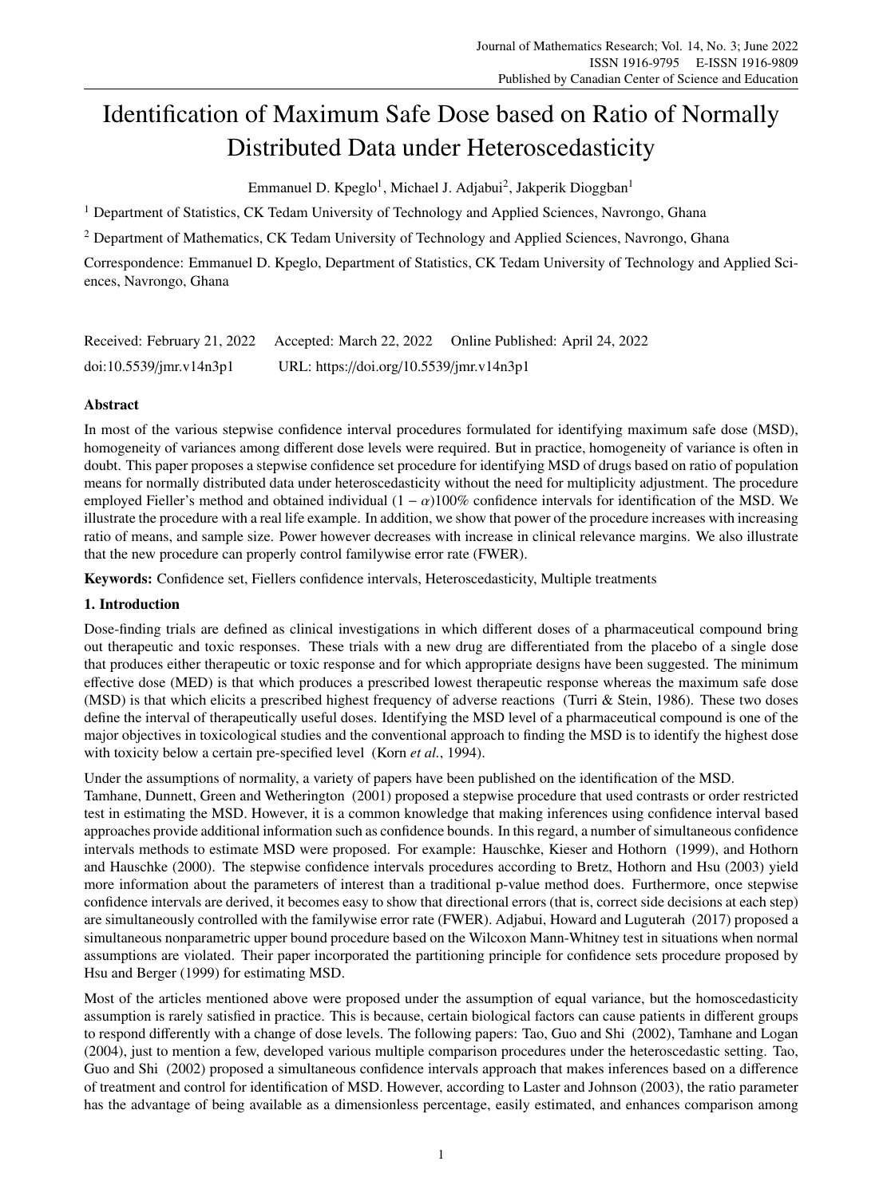# Identification of Maximum Safe Dose based on Ratio of Normally Distributed Data under Heteroscedasticity

Emmanuel D. Kpeglo[1], Michael J. Adjabui[2], Jakperik Dioggban[1]

[1] Department of Statistics, CK Tedam University of Technology and Applied Sciences, Navrongo, Ghana

[2] Department of Mathematics, CK Tedam University of Technology and Applied Sciences, Navrongo, Ghana

Correspondence: Emmanuel D. Kpeglo, Department of Statistics, CK Tedam University of Technology and Applied Sciences, Navrongo, Ghana

Received: February 21, 2022  Accepted: March 22, 2022  Online Published: April 24, 2022

doi:10.5539/jmr.v14n3p1  URL: https://doi.org/10.5539/jmr.v14n3p1

## Abstract

In most of the various stepwise confidence interval procedures formulated for identifying maximum safe dose (MSD), homogeneity of variances among different dose levels were required. But in practice, homogeneity of variance is often in doubt. This paper proposes a stepwise confidence set procedure for identifying MSD of drugs based on ratio of population means for normally distributed data under heteroscedasticity without the need for multiplicity adjustment. The procedure employed Fieller's method and obtained individual $(1 - \alpha)100\%$ confidence intervals for identification of the MSD. We illustrate the procedure with a real life example. In addition, we show that power of the procedure increases with increasing ratio of means, and sample size. Power however decreases with increase in clinical relevance margins. We also illustrate that the new procedure can properly control familywise error rate (FWER).

**Keywords:** Confidence set, Fiellers confidence intervals, Heteroscedasticity, Multiple treatments

## 1. Introduction

Dose-finding trials are defined as clinical investigations in which different doses of a pharmaceutical compound bring out therapeutic and toxic responses. These trials with a new drug are differentiated from the placebo of a single dose that produces either therapeutic or toxic response and for which appropriate designs have been suggested. The minimum effective dose (MED) is that which produces a prescribed lowest therapeutic response whereas the maximum safe dose (MSD) is that which elicits a prescribed highest frequency of adverse reactions (Turri & Stein, 1986). These two doses define the interval of therapeutically useful doses. Identifying the MSD level of a pharmaceutical compound is one of the major objectives in toxicological studies and the conventional approach to finding the MSD is to identify the highest dose with toxicity below a certain pre-specified level (Korn *et al.*, 1994).

Under the assumptions of normality, a variety of papers have been published on the identification of the MSD. Tamhane, Dunnett, Green and Wetherington (2001) proposed a stepwise procedure that used contrasts or order restricted test in estimating the MSD. However, it is a common knowledge that making inferences using confidence interval based approaches provide additional information such as confidence bounds. In this regard, a number of simultaneous confidence intervals methods to estimate MSD were proposed. For example: Hauschke, Kieser and Hothorn (1999), and Hothorn and Hauschke (2000). The stepwise confidence intervals procedures according to Bretz, Hothorn and Hsu (2003) yield more information about the parameters of interest than a traditional p-value method does. Furthermore, once stepwise confidence intervals are derived, it becomes easy to show that directional errors (that is, correct side decisions at each step) are simultaneously controlled with the familywise error rate (FWER). Adjabui, Howard and Luguterah (2017) proposed a simultaneous nonparametric upper bound procedure based on the Wilcoxon Mann-Whitney test in situations when normal assumptions are violated. Their paper incorporated the partitioning principle for confidence sets procedure proposed by Hsu and Berger (1999) for estimating MSD.

Most of the articles mentioned above were proposed under the assumption of equal variance, but the homoscedasticity assumption is rarely satisfied in practice. This is because, certain biological factors can cause patients in different groups to respond differently with a change of dose levels. The following papers: Tao, Guo and Shi (2002), Tamhane and Logan (2004), just to mention a few, developed various multiple comparison procedures under the heteroscedastic setting. Tao, Guo and Shi (2002) proposed a simultaneous confidence intervals approach that makes inferences based on a difference of treatment and control for identification of MSD. However, according to Laster and Johnson (2003), the ratio parameter has the advantage of being available as a dimensionless percentage, easily estimated, and enhances comparison among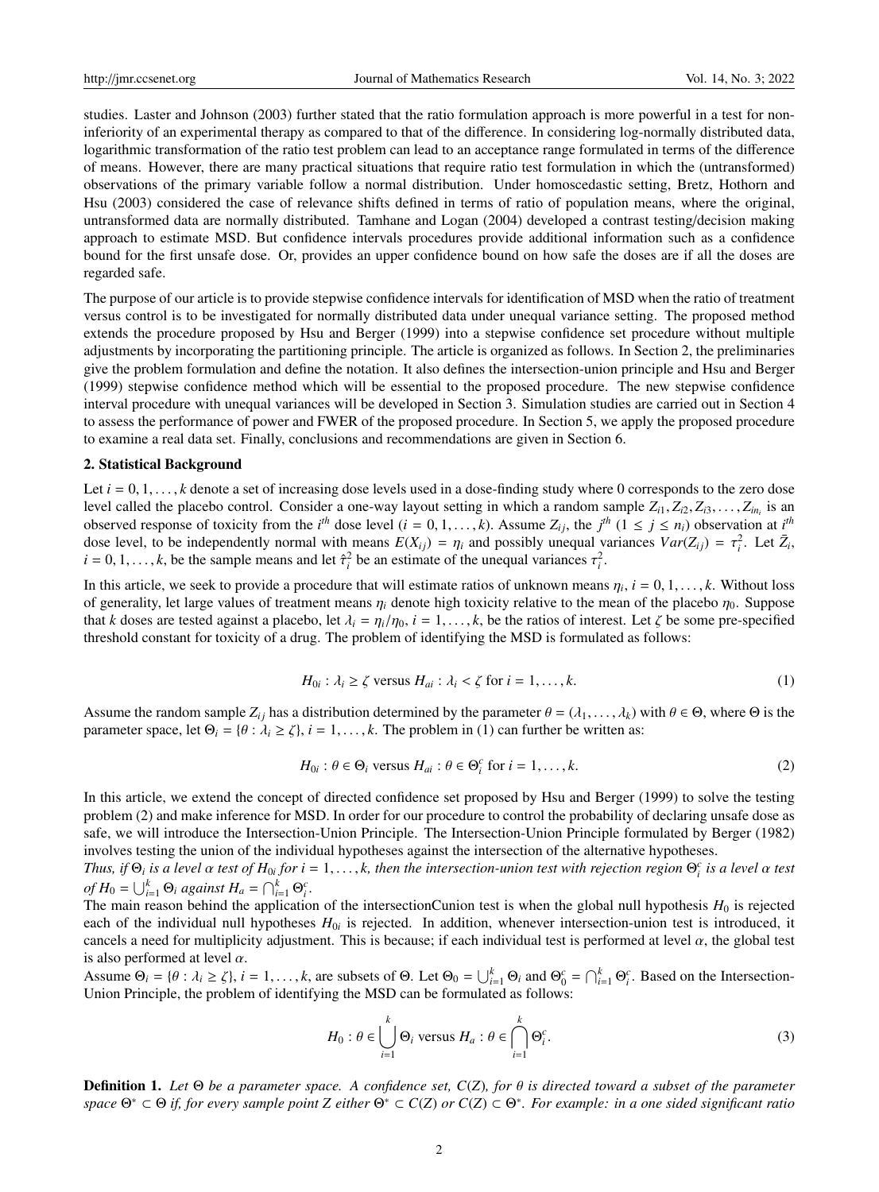studies. Laster and Johnson (2003) further stated that the ratio formulation approach is more powerful in a test for non-inferiority of an experimental therapy as compared to that of the difference. In considering log-normally distributed data, logarithmic transformation of the ratio test problem can lead to an acceptance range formulated in terms of the difference of means. However, there are many practical situations that require ratio test formulation in which the (untransformed) observations of the primary variable follow a normal distribution. Under homoscedastic setting, Bretz, Hothorn and Hsu (2003) considered the case of relevance shifts defined in terms of ratio of population means, where the original, untransformed data are normally distributed. Tamhane and Logan (2004) developed a contrast testing/decision making approach to estimate MSD. But confidence intervals procedures provide additional information such as a confidence bound for the first unsafe dose. Or, provides an upper confidence bound on how safe the doses are if all the doses are regarded safe.

The purpose of our article is to provide stepwise confidence intervals for identification of MSD when the ratio of treatment versus control is to be investigated for normally distributed data under unequal variance setting. The proposed method extends the procedure proposed by Hsu and Berger (1999) into a stepwise confidence set procedure without multiple adjustments by incorporating the partitioning principle. The article is organized as follows. In Section 2, the preliminaries give the problem formulation and define the notation. It also defines the intersection-union principle and Hsu and Berger (1999) stepwise confidence method which will be essential to the proposed procedure. The new stepwise confidence interval procedure with unequal variances will be developed in Section 3. Simulation studies are carried out in Section 4 to assess the performance of power and FWER of the proposed procedure. In Section 5, we apply the proposed procedure to examine a real data set. Finally, conclusions and recommendations are given in Section 6.

## 2. Statistical Background

Let $i = 0, 1, \ldots, k$ denote a set of increasing dose levels used in a dose-finding study where 0 corresponds to the zero dose level called the placebo control. Consider a one-way layout setting in which a random sample $Z_{i1}, Z_{i2}, Z_{i3}, \ldots, Z_{in_i}$ is an observed response of toxicity from the $i^{th}$ dose level $(i = 0, 1, \ldots, k)$. Assume $Z_{ij}$, the $j^{th}$ $(1 \leq j \leq n_i)$ observation at $i^{th}$ dose level, to be independently normal with means $E(X_{ij}) = \eta_i$ and possibly unequal variances $Var(Z_{ij}) = \tau_i^2$. Let $\bar{Z}_i$, $i = 0, 1, \ldots, k$, be the sample means and let $\hat{\tau}_i^2$ be an estimate of the unequal variances $\tau_i^2$.

In this article, we seek to provide a procedure that will estimate ratios of unknown means $\eta_i$, $i = 0, 1, \ldots, k$. Without loss of generality, let large values of treatment means $\eta_i$ denote high toxicity relative to the mean of the placebo $\eta_0$. Suppose that $k$ doses are tested against a placebo, let $\lambda_i = \eta_i/\eta_0$, $i = 1, \ldots, k$, be the ratios of interest. Let $\zeta$ be some pre-specified threshold constant for toxicity of a drug. The problem of identifying the MSD is formulated as follows:

$$H_{0i} : \lambda_i \geq \zeta \text{ versus } H_{ai} : \lambda_i < \zeta \text{ for } i = 1, \ldots, k. \tag{1}$$

Assume the random sample $Z_{ij}$ has a distribution determined by the parameter $\theta = (\lambda_1, \ldots, \lambda_k)$ with $\theta \in \Theta$, where $\Theta$ is the parameter space, let $\Theta_i = \{\theta : \lambda_i \geq \zeta\}$, $i = 1, \ldots, k$. The problem in (1) can further be written as:

$$H_{0i} : \theta \in \Theta_i \text{ versus } H_{ai} : \theta \in \Theta_i^c \text{ for } i = 1, \ldots, k. \tag{2}$$

In this article, we extend the concept of directed confidence set proposed by Hsu and Berger (1999) to solve the testing problem (2) and make inference for MSD. In order for our procedure to control the probability of declaring unsafe dose as safe, we will introduce the Intersection-Union Principle. The Intersection-Union Principle formulated by Berger (1982) involves testing the union of the individual hypotheses against the intersection of the alternative hypotheses.

*Thus, if $\Theta_i$ is a level $\alpha$ test of $H_{0i}$ for $i = 1, \ldots, k$, then the intersection-union test with rejection region $\Theta_i^c$ is a level $\alpha$ test of $H_0 = \bigcup_{i=1}^{k} \Theta_i$ against $H_a = \bigcap_{i=1}^{k} \Theta_i^c$.*

The main reason behind the application of the intersectionCunion test is when the global null hypothesis $H_0$ is rejected each of the individual null hypotheses $H_{0i}$ is rejected. In addition, whenever intersection-union test is introduced, it cancels a need for multiplicity adjustment. This is because; if each individual test is performed at level $\alpha$, the global test is also performed at level $\alpha$.

Assume $\Theta_i = \{\theta : \lambda_i \geq \zeta\}$, $i = 1, \ldots, k$, are subsets of $\Theta$. Let $\Theta_0 = \bigcup_{i=1}^{k} \Theta_i$ and $\Theta_0^c = \bigcap_{i=1}^{k} \Theta_i^c$. Based on the Intersection-Union Principle, the problem of identifying the MSD can be formulated as follows:

$$H_0 : \theta \in \bigcup_{i=1}^{k} \Theta_i \text{ versus } H_a : \theta \in \bigcap_{i=1}^{k} \Theta_i^c. \tag{3}$$

**Definition 1.** *Let $\Theta$ be a parameter space. A confidence set, $C(Z)$, for $\theta$ is directed toward a subset of the parameter space $\Theta^* \subset \Theta$ if, for every sample point $Z$ either $\Theta^* \subset C(Z)$ or $C(Z) \subset \Theta^*$. For example: in a one sided significant ratio*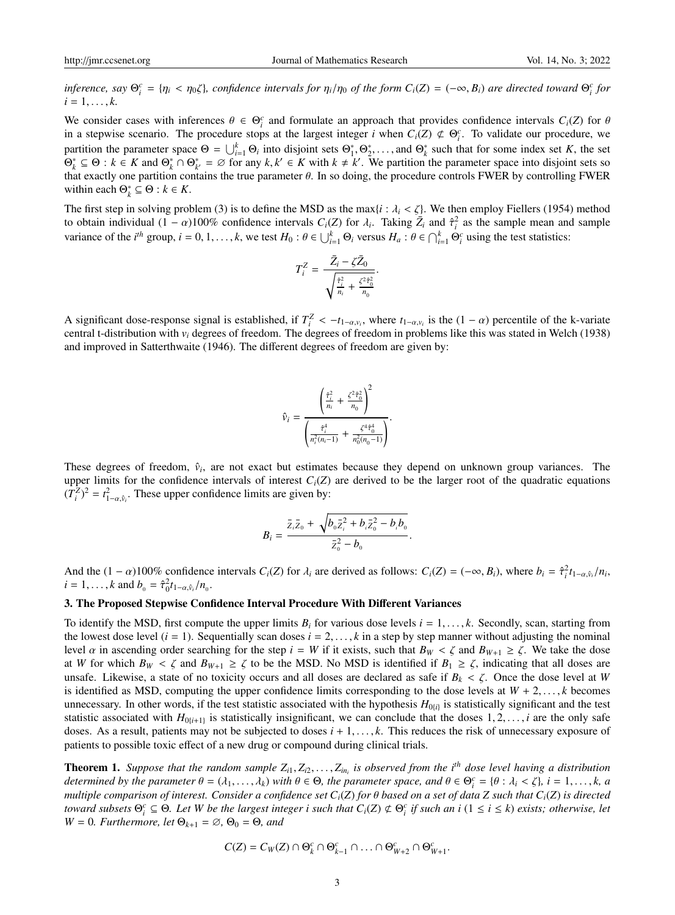*inference, say* $\Theta_i^c = \{\eta_i < \eta_0\zeta\}$*, confidence intervals for* $\eta_i/\eta_0$ *of the form* $C_i(Z) = (-\infty, B_i)$ *are directed toward* $\Theta_i^c$ *for* $i = 1, \ldots, k$.

We consider cases with inferences $\theta \in \Theta_i^c$ and formulate an approach that provides confidence intervals $C_i(Z)$ for $\theta$ in a stepwise scenario. The procedure stops at the largest integer $i$ when $C_i(Z) \not\subset \Theta_i^c$. To validate our procedure, we partition the parameter space $\Theta = \bigcup_{i=1}^{k} \Theta_i$ into disjoint sets $\Theta_1^*, \Theta_2^*, \ldots,$ and $\Theta_k^*$ such that for some index set $K$, the set $\Theta_k^* \subseteq \Theta : k \in K$ and $\Theta_k^* \cap \Theta_{k'}^* = \varnothing$ for any $k, k' \in K$ with $k \neq k'$. We partition the parameter space into disjoint sets so that exactly one partition contains the true parameter $\theta$. In so doing, the procedure controls FWER by controlling FWER within each $\Theta_k^* \subseteq \Theta : k \in K$.

The first step in solving problem (3) is to define the MSD as the $\max\{i : \lambda_i < \zeta\}$. We then employ Fiellers (1954) method to obtain individual $(1-\alpha)100\%$ confidence intervals $C_i(Z)$ for $\lambda_i$. Taking $\bar{Z}_i$ and $\hat{\tau}_i^2$ as the sample mean and sample variance of the $i^{th}$ group, $i = 0, 1, \ldots, k$, we test $H_0 : \theta \in \bigcup_{i=1}^{k} \Theta_i$ versus $H_a : \theta \in \bigcap_{i=1}^{k} \Theta_i^c$ using the test statistics:

$$T_i^Z = \frac{\bar{Z}_i - \zeta\bar{Z}_0}{\sqrt{\frac{\hat{\tau}_i^2}{n_i} + \frac{\zeta^2\hat{\tau}_0^2}{n_0}}}.$$

A significant dose-response signal is established, if $T_i^Z < -t_{1-\alpha,\nu_i}$, where $t_{1-\alpha,\nu_i}$ is the $(1-\alpha)$ percentile of the k-variate central t-distribution with $\nu_i$ degrees of freedom. The degrees of freedom in problems like this was stated in Welch (1938) and improved in Satterthwaite (1946). The different degrees of freedom are given by:

$$\hat{\nu}_i = \frac{\left(\frac{\hat{\tau}_i^2}{n_i} + \frac{\zeta^2\hat{\tau}_0^2}{n_0}\right)^2}{\left(\frac{\hat{\tau}_i^4}{n_i^2(n_i-1)} + \frac{\zeta^4\hat{\tau}_0^4}{n_0^2(n_0-1)}\right)}.$$

These degrees of freedom, $\hat{\nu}_i$, are not exact but estimates because they depend on unknown group variances. The upper limits for the confidence intervals of interest $C_i(Z)$ are derived to be the larger root of the quadratic equations $(T_i^Z)^2 = t_{1-\alpha,\hat{\nu}_i}^2$. These upper confidence limits are given by:

$$B_i = \frac{\bar{Z}_i\bar{Z}_0 + \sqrt{b_0\bar{Z}_i^2 + b_i\bar{Z}_0^2 - b_ib_0}}{\bar{Z}_0^2 - b_0}.$$

And the $(1-\alpha)100\%$ confidence intervals $C_i(Z)$ for $\lambda_i$ are derived as follows: $C_i(Z) = (-\infty, B_i)$, where $b_i = \hat{\tau}_i^2 t_{1-\alpha,\hat{\nu}_i}/n_i$, $i = 1, \ldots, k$ and $b_0 = \hat{\tau}_0^2 t_{1-\alpha,\hat{\nu}_i}/n_0$.

## 3. The Proposed Stepwise Confidence Interval Procedure With Different Variances

To identify the MSD, first compute the upper limits $B_i$ for various dose levels $i = 1, \ldots, k$. Secondly, scan, starting from the lowest dose level ($i = 1$). Sequentially scan doses $i = 2, \ldots, k$ in a step by step manner without adjusting the nominal level $\alpha$ in ascending order searching for the step $i = W$ if it exists, such that $B_W < \zeta$ and $B_{W+1} \geq \zeta$. We take the dose at $W$ for which $B_W < \zeta$ and $B_{W+1} \geq \zeta$ to be the MSD. No MSD is identified if $B_1 \geq \zeta$, indicating that all doses are unsafe. Likewise, a state of no toxicity occurs and all doses are declared as safe if $B_k < \zeta$. Once the dose level at $W$ is identified as MSD, computing the upper confidence limits corresponding to the dose levels at $W+2, \ldots, k$ becomes unnecessary. In other words, if the test statistic associated with the hypothesis $H_{0\{i\}}$ is statistically significant and the test statistic associated with $H_{0\{i+1\}}$ is statistically insignificant, we can conclude that the doses $1, 2, \ldots, i$ are the only safe doses. As a result, patients may not be subjected to doses $i+1, \ldots, k$. This reduces the risk of unnecessary exposure of patients to possible toxic effect of a new drug or compound during clinical trials.

**Theorem 1.** *Suppose that the random sample* $Z_{i1}, Z_{i2}, \ldots, Z_{in_i}$ *is observed from the* $i^{th}$ *dose level having a distribution determined by the parameter* $\theta = (\lambda_1, \ldots, \lambda_k)$ *with* $\theta \in \Theta$*, the parameter space, and* $\theta \in \Theta_i^c = \{\theta : \lambda_i < \zeta\}$*,* $i = 1, \ldots, k$*, a multiple comparison of interest. Consider a confidence set* $C_i(Z)$ *for* $\theta$ *based on a set of data* $Z$ *such that* $C_i(Z)$ *is directed toward subsets* $\Theta_i^c \subseteq \Theta$*. Let* $W$ *be the largest integer* $i$ *such that* $C_i(Z) \not\subset \Theta_i^c$ *if such an* $i$ $(1 \leq i \leq k)$ *exists; otherwise, let* $W = 0$*. Furthermore, let* $\Theta_{k+1} = \varnothing$*,* $\Theta_0 = \Theta$*, and*

$$C(Z) = C_W(Z) \cap \Theta_k^c \cap \Theta_{k-1}^c \cap \ldots \cap \Theta_{W+2}^c \cap \Theta_{W+1}^c.$$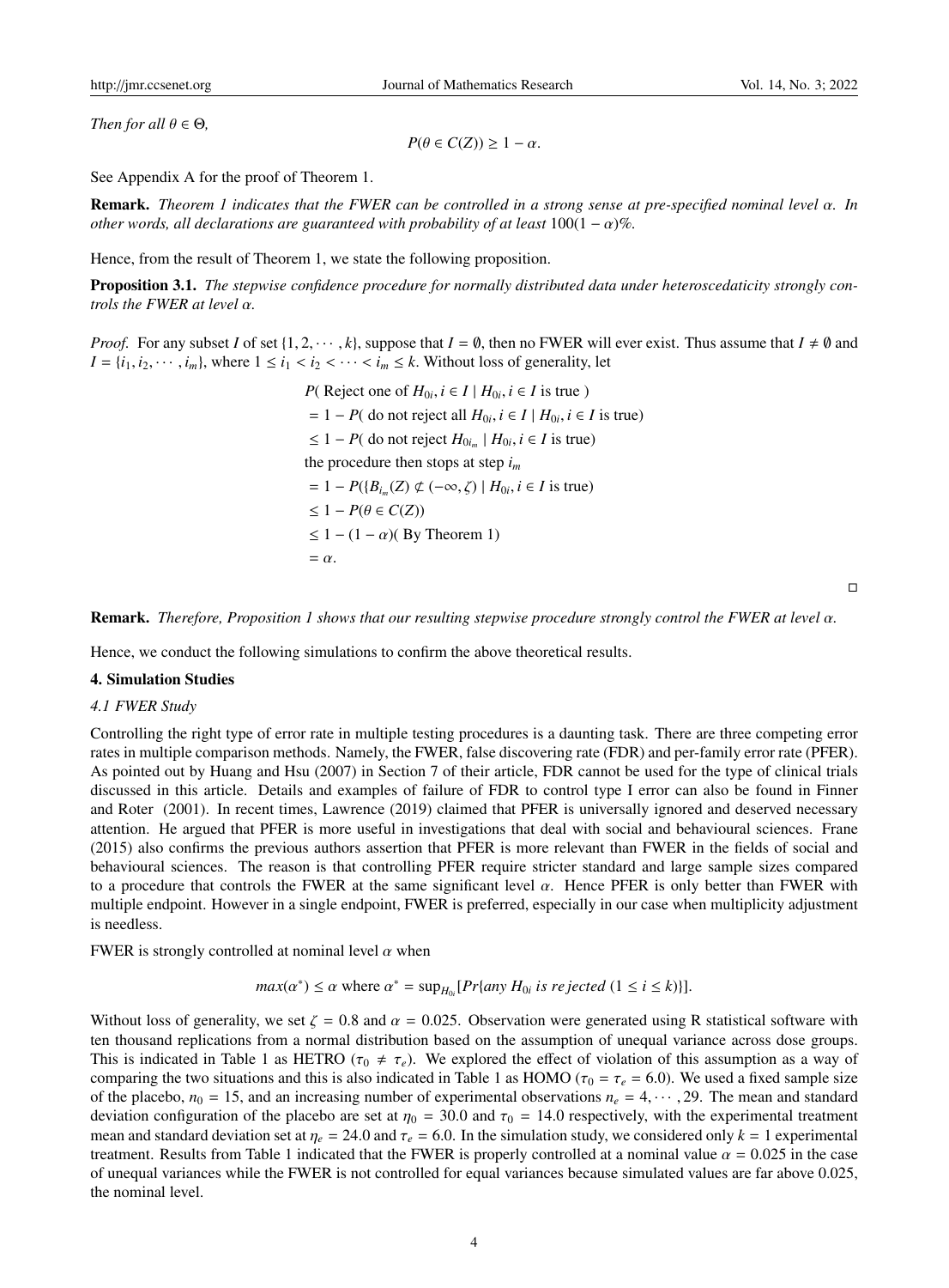*Then for all* $\theta \in \Theta$,

$$P(\theta \in C(Z)) \geq 1 - \alpha.$$

See Appendix A for the proof of Theorem 1.

**Remark.** *Theorem 1 indicates that the FWER can be controlled in a strong sense at pre-specified nominal level* $\alpha$. *In other words, all declarations are guaranteed with probability of at least* $100(1-\alpha)\%$.

Hence, from the result of Theorem 1, we state the following proposition.

**Proposition 3.1.** *The stepwise confidence procedure for normally distributed data under heteroscedaticity strongly controls the FWER at level* $\alpha$.

*Proof.* For any subset $I$ of set $\{1, 2, \cdots, k\}$, suppose that $I = \emptyset$, then no FWER will ever exist. Thus assume that $I \neq \emptyset$ and $I = \{i_1, i_2, \cdots, i_m\}$, where $1 \leq i_1 < i_2 < \cdots < i_m \leq k$. Without loss of generality, let

$$
\begin{aligned}
& P(\text{ Reject one of } H_{0i}, i \in I \mid H_{0i}, i \in I \text{ is true }) \\
& = 1 - P(\text{ do not reject all } H_{0i}, i \in I \mid H_{0i}, i \in I \text{ is true}) \\
& \leq 1 - P(\text{ do not reject } H_{0i_m} \mid H_{0i}, i \in I \text{ is true}) \\
& \text{the procedure then stops at step } i_m \\
& = 1 - P(\{B_{i_m}(Z) \not\subset (-\infty, \zeta) \mid H_{0i}, i \in I \text{ is true}) \\
& \leq 1 - P(\theta \in C(Z)) \\
& \leq 1 - (1-\alpha)(\text{ By Theorem 1}) \\
& = \alpha.
\end{aligned}
$$

□

**Remark.** *Therefore, Proposition 1 shows that our resulting stepwise procedure strongly control the FWER at level* $\alpha$.

Hence, we conduct the following simulations to confirm the above theoretical results.

## 4. Simulation Studies

### *4.1 FWER Study*

Controlling the right type of error rate in multiple testing procedures is a daunting task. There are three competing error rates in multiple comparison methods. Namely, the FWER, false discovering rate (FDR) and per-family error rate (PFER). As pointed out by Huang and Hsu (2007) in Section 7 of their article, FDR cannot be used for the type of clinical trials discussed in this article. Details and examples of failure of FDR to control type I error can also be found in Finner and Roter (2001). In recent times, Lawrence (2019) claimed that PFER is universally ignored and deserved necessary attention. He argued that PFER is more useful in investigations that deal with social and behavioural sciences. Frane (2015) also confirms the previous authors assertion that PFER is more relevant than FWER in the fields of social and behavioural sciences. The reason is that controlling PFER require stricter standard and large sample sizes compared to a procedure that controls the FWER at the same significant level $\alpha$. Hence PFER is only better than FWER with multiple endpoint. However in a single endpoint, FWER is preferred, especially in our case when multiplicity adjustment is needless.

FWER is strongly controlled at nominal level $\alpha$ when

$$max(\alpha^*) \leq \alpha \text{ where } \alpha^* = \sup_{H_{0i}}[Pr\{any\ H_{0i}\ is\ rejected\ (1 \leq i \leq k)\}].$$

Without loss of generality, we set $\zeta = 0.8$ and $\alpha = 0.025$. Observation were generated using R statistical software with ten thousand replications from a normal distribution based on the assumption of unequal variance across dose groups. This is indicated in Table 1 as HETRO ($\tau_0 \neq \tau_e$). We explored the effect of violation of this assumption as a way of comparing the two situations and this is also indicated in Table 1 as HOMO ($\tau_0 = \tau_e = 6.0$). We used a fixed sample size of the placebo, $n_0 = 15$, and an increasing number of experimental observations $n_e = 4, \cdots, 29$. The mean and standard deviation configuration of the placebo are set at $\eta_0 = 30.0$ and $\tau_0 = 14.0$ respectively, with the experimental treatment mean and standard deviation set at $\eta_e = 24.0$ and $\tau_e = 6.0$. In the simulation study, we considered only $k = 1$ experimental treatment. Results from Table 1 indicated that the FWER is properly controlled at a nominal value $\alpha = 0.025$ in the case of unequal variances while the FWER is not controlled for equal variances because simulated values are far above 0.025, the nominal level.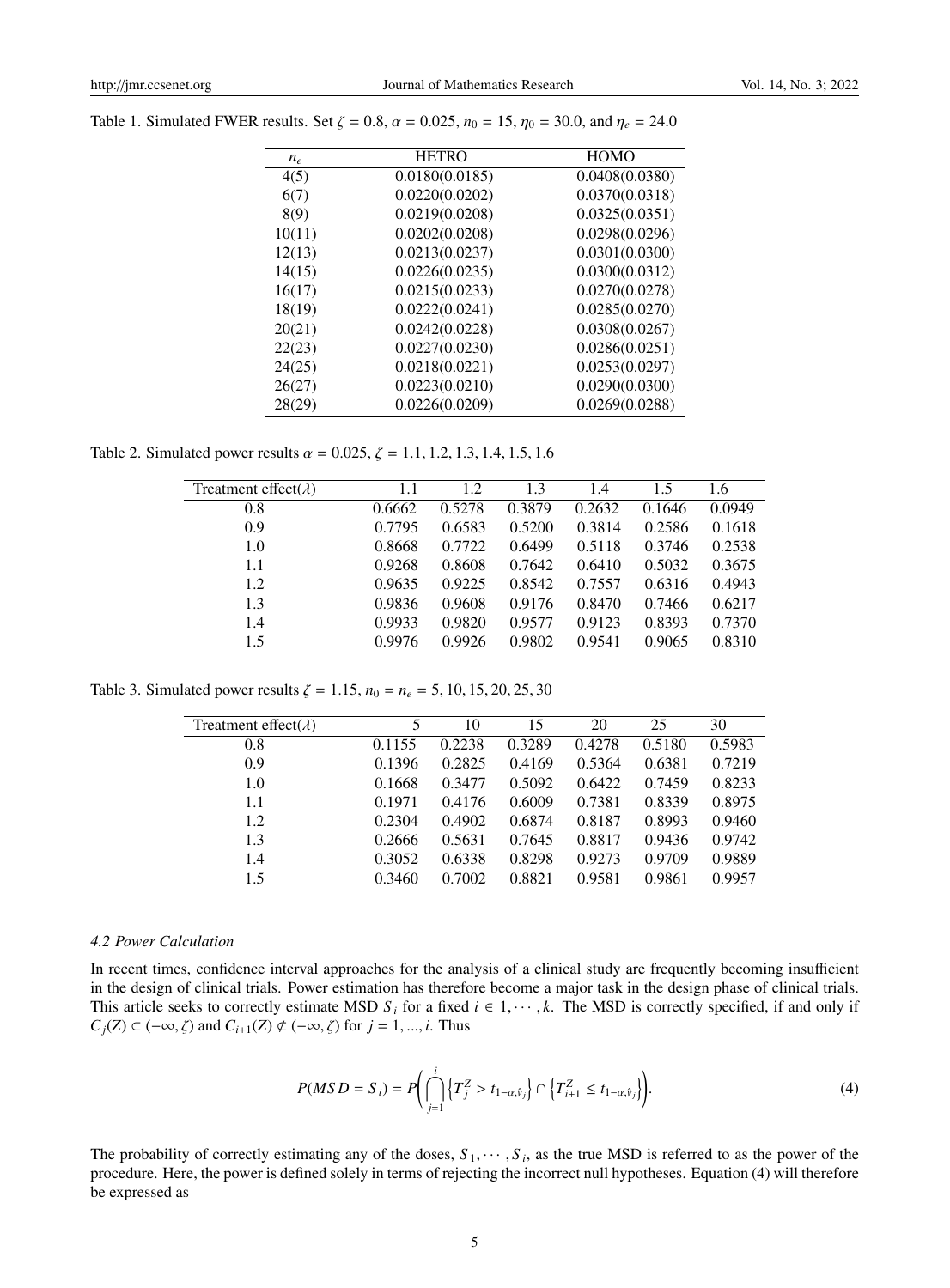Table 1. Simulated FWER results. Set $\zeta = 0.8$, $\alpha = 0.025$, $n_0 = 15$, $\eta_0 = 30.0$, and $\eta_e = 24.0$

| $n_e$ | HETRO | HOMO |
|---|---|---|
| 4(5) | 0.0180(0.0185) | 0.0408(0.0380) |
| 6(7) | 0.0220(0.0202) | 0.0370(0.0318) |
| 8(9) | 0.0219(0.0208) | 0.0325(0.0351) |
| 10(11) | 0.0202(0.0208) | 0.0298(0.0296) |
| 12(13) | 0.0213(0.0237) | 0.0301(0.0300) |
| 14(15) | 0.0226(0.0235) | 0.0300(0.0312) |
| 16(17) | 0.0215(0.0233) | 0.0270(0.0278) |
| 18(19) | 0.0222(0.0241) | 0.0285(0.0270) |
| 20(21) | 0.0242(0.0228) | 0.0308(0.0267) |
| 22(23) | 0.0227(0.0230) | 0.0286(0.0251) |
| 24(25) | 0.0218(0.0221) | 0.0253(0.0297) |
| 26(27) | 0.0223(0.0210) | 0.0290(0.0300) |
| 28(29) | 0.0226(0.0209) | 0.0269(0.0288) |

Table 2. Simulated power results $\alpha = 0.025$, $\zeta = 1.1, 1.2, 1.3, 1.4, 1.5, 1.6$

| Treatment effect($\lambda$) | 1.1 | 1.2 | 1.3 | 1.4 | 1.5 | 1.6 |
|---|---|---|---|---|---|---|
| 0.8 | 0.6662 | 0.5278 | 0.3879 | 0.2632 | 0.1646 | 0.0949 |
| 0.9 | 0.7795 | 0.6583 | 0.5200 | 0.3814 | 0.2586 | 0.1618 |
| 1.0 | 0.8668 | 0.7722 | 0.6499 | 0.5118 | 0.3746 | 0.2538 |
| 1.1 | 0.9268 | 0.8608 | 0.7642 | 0.6410 | 0.5032 | 0.3675 |
| 1.2 | 0.9635 | 0.9225 | 0.8542 | 0.7557 | 0.6316 | 0.4943 |
| 1.3 | 0.9836 | 0.9608 | 0.9176 | 0.8470 | 0.7466 | 0.6217 |
| 1.4 | 0.9933 | 0.9820 | 0.9577 | 0.9123 | 0.8393 | 0.7370 |
| 1.5 | 0.9976 | 0.9926 | 0.9802 | 0.9541 | 0.9065 | 0.8310 |

Table 3. Simulated power results $\zeta = 1.15$, $n_0 = n_e = 5, 10, 15, 20, 25, 30$

| Treatment effect($\lambda$) | 5 | 10 | 15 | 20 | 25 | 30 |
|---|---|---|---|---|---|---|
| 0.8 | 0.1155 | 0.2238 | 0.3289 | 0.4278 | 0.5180 | 0.5983 |
| 0.9 | 0.1396 | 0.2825 | 0.4169 | 0.5364 | 0.6381 | 0.7219 |
| 1.0 | 0.1668 | 0.3477 | 0.5092 | 0.6422 | 0.7459 | 0.8233 |
| 1.1 | 0.1971 | 0.4176 | 0.6009 | 0.7381 | 0.8339 | 0.8975 |
| 1.2 | 0.2304 | 0.4902 | 0.6874 | 0.8187 | 0.8993 | 0.9460 |
| 1.3 | 0.2666 | 0.5631 | 0.7645 | 0.8817 | 0.9436 | 0.9742 |
| 1.4 | 0.3052 | 0.6338 | 0.8298 | 0.9273 | 0.9709 | 0.9889 |
| 1.5 | 0.3460 | 0.7002 | 0.8821 | 0.9581 | 0.9861 | 0.9957 |

### *4.2 Power Calculation*

In recent times, confidence interval approaches for the analysis of a clinical study are frequently becoming insufficient in the design of clinical trials. Power estimation has therefore become a major task in the design phase of clinical trials. This article seeks to correctly estimate MSD $S_i$ for a fixed $i \in 1, \cdots, k$. The MSD is correctly specified, if and only if $C_j(Z) \subset (-\infty, \zeta)$ and $C_{i+1}(Z) \not\subset (-\infty, \zeta)$ for $j = 1, ..., i$. Thus

$$P(MSD = S_i) = P\left(\bigcap_{j=1}^{i}\left\{T_j^Z > t_{1-\alpha,\hat{\nu}_j}\right\} \cap \left\{T_{i+1}^Z \leq t_{1-\alpha,\hat{\nu}_j}\right\}\right). \tag{4}$$

The probability of correctly estimating any of the doses, $S_1, \cdots, S_i$, as the true MSD is referred to as the power of the procedure. Here, the power is defined solely in terms of rejecting the incorrect null hypotheses. Equation (4) will therefore be expressed as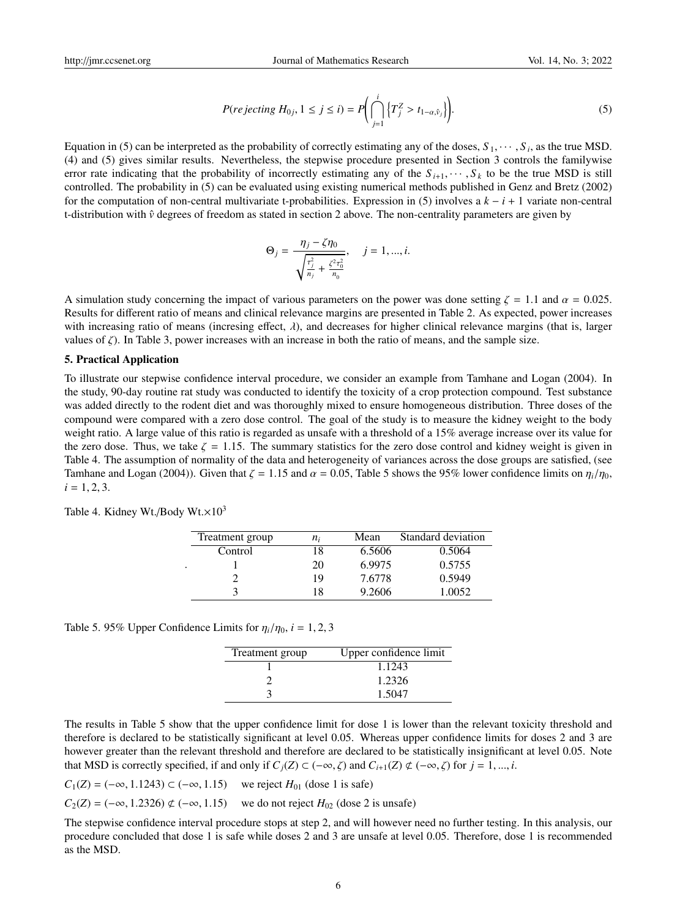$$P(rejecting\ H_{0j}, 1 \leq j \leq i) = P\left(\bigcap_{j=1}^{i}\left\{T_j^Z > t_{1-\alpha,\hat{\nu}_j}\right\}\right). \tag{5}$$

Equation in (5) can be interpreted as the probability of correctly estimating any of the doses, $S_1, \cdots, S_i$, as the true MSD. (4) and (5) gives similar results. Nevertheless, the stepwise procedure presented in Section 3 controls the familywise error rate indicating that the probability of incorrectly estimating any of the $S_{i+1}, \cdots, S_k$ to be the true MSD is still controlled. The probability in (5) can be evaluated using existing numerical methods published in Genz and Bretz (2002) for the computation of non-central multivariate t-probabilities. Expression in (5) involves a $k-i+1$ variate non-central t-distribution with $\hat{\nu}$ degrees of freedom as stated in section 2 above. The non-centrality parameters are given by

$$\Theta_j = \frac{\eta_j - \zeta\eta_0}{\sqrt{\frac{\tau_j^2}{n_j} + \frac{\zeta^2\tau_0^2}{n_0}}}, \quad j = 1, ..., i.$$

A simulation study concerning the impact of various parameters on the power was done setting $\zeta = 1.1$ and $\alpha = 0.025$. Results for different ratio of means and clinical relevance margins are presented in Table 2. As expected, power increases with increasing ratio of means (incresing effect, $\lambda$), and decreases for higher clinical relevance margins (that is, larger values of $\zeta$). In Table 3, power increases with an increase in both the ratio of means, and the sample size.

## 5. Practical Application

To illustrate our stepwise confidence interval procedure, we consider an example from Tamhane and Logan (2004). In the study, 90-day routine rat study was conducted to identify the toxicity of a crop protection compound. Test substance was added directly to the rodent diet and was thoroughly mixed to ensure homogeneous distribution. Three doses of the compound were compared with a zero dose control. The goal of the study is to measure the kidney weight to the body weight ratio. A large value of this ratio is regarded as unsafe with a threshold of a 15% average increase over its value for the zero dose. Thus, we take $\zeta = 1.15$. The summary statistics for the zero dose control and kidney weight is given in Table 4. The assumption of normality of the data and heterogeneity of variances across the dose groups are satisfied, (see Tamhane and Logan (2004)). Given that $\zeta = 1.15$ and $\alpha = 0.05$, Table 5 shows the 95% lower confidence limits on $\eta_i/\eta_0$, $i = 1, 2, 3$.

Table 4. Kidney Wt./Body Wt.$\times 10^3$

| Treatment group | $n_i$ | Mean | Standard deviation |
|---|---|---|---|
| Control | 18 | 6.5606 | 0.5064 |
| 1 | 20 | 6.9975 | 0.5755 |
| 2 | 19 | 7.6778 | 0.5949 |
| 3 | 18 | 9.2606 | 1.0052 |

Table 5. 95% Upper Confidence Limits for $\eta_i/\eta_0$, $i = 1, 2, 3$

| Treatment group | Upper confidence limit |
|---|---|
| 1 | 1.1243 |
| 2 | 1.2326 |
| 3 | 1.5047 |

The results in Table 5 show that the upper confidence limit for dose 1 is lower than the relevant toxicity threshold and therefore is declared to be statistically significant at level 0.05. Whereas upper confidence limits for doses 2 and 3 are however greater than the relevant threshold and therefore are declared to be statistically insignificant at level 0.05. Note that MSD is correctly specified, if and only if $C_j(Z) \subset (-\infty, \zeta)$ and $C_{i+1}(Z) \not\subset (-\infty, \zeta)$ for $j = 1, ..., i$.

$C_1(Z) = (-\infty, 1.1243) \subset (-\infty, 1.15)$ we reject $H_{01}$ (dose 1 is safe)

$C_2(Z) = (-\infty, 1.2326) \not\subset (-\infty, 1.15)$ we do not reject $H_{02}$ (dose 2 is unsafe)

The stepwise confidence interval procedure stops at step 2, and will however need no further testing. In this analysis, our procedure concluded that dose 1 is safe while doses 2 and 3 are unsafe at level 0.05. Therefore, dose 1 is recommended as the MSD.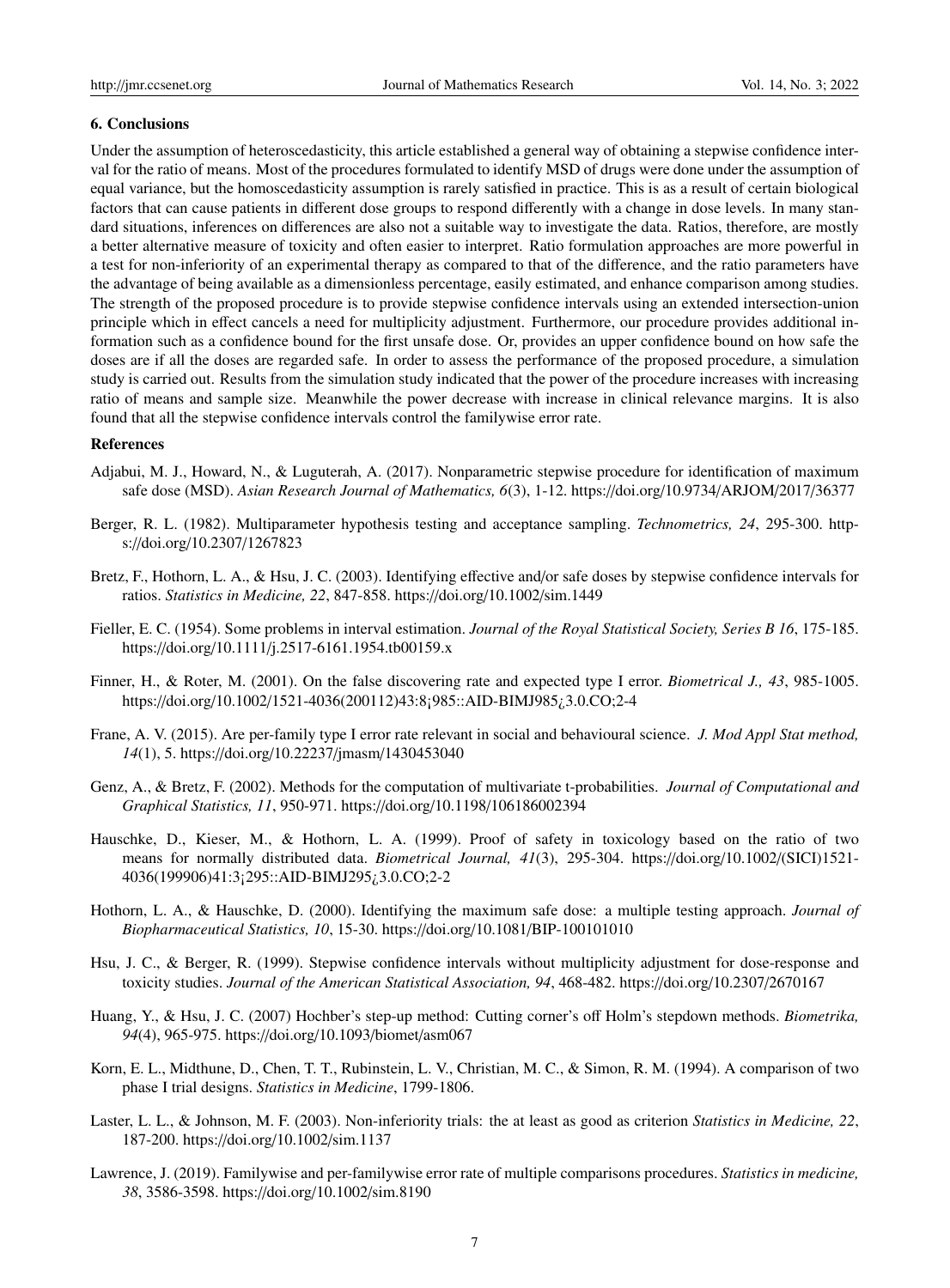## 6. Conclusions

Under the assumption of heteroscedasticity, this article established a general way of obtaining a stepwise confidence interval for the ratio of means. Most of the procedures formulated to identify MSD of drugs were done under the assumption of equal variance, but the homoscedasticity assumption is rarely satisfied in practice. This is as a result of certain biological factors that can cause patients in different dose groups to respond differently with a change in dose levels. In many standard situations, inferences on differences are also not a suitable way to investigate the data. Ratios, therefore, are mostly a better alternative measure of toxicity and often easier to interpret. Ratio formulation approaches are more powerful in a test for non-inferiority of an experimental therapy as compared to that of the difference, and the ratio parameters have the advantage of being available as a dimensionless percentage, easily estimated, and enhance comparison among studies. The strength of the proposed procedure is to provide stepwise confidence intervals using an extended intersection-union principle which in effect cancels a need for multiplicity adjustment. Furthermore, our procedure provides additional information such as a confidence bound for the first unsafe dose. Or, provides an upper confidence bound on how safe the doses are if all the doses are regarded safe. In order to assess the performance of the proposed procedure, a simulation study is carried out. Results from the simulation study indicated that the power of the procedure increases with increasing ratio of means and sample size. Meanwhile the power decrease with increase in clinical relevance margins. It is also found that all the stepwise confidence intervals control the familywise error rate.

## References

Adjabui, M. J., Howard, N., & Luguterah, A. (2017). Nonparametric stepwise procedure for identification of maximum safe dose (MSD). *Asian Research Journal of Mathematics, 6*(3), 1-12. https://doi.org/10.9734/ARJOM/2017/36377

Berger, R. L. (1982). Multiparameter hypothesis testing and acceptance sampling. *Technometrics, 24*, 295-300. https://doi.org/10.2307/1267823

Bretz, F., Hothorn, L. A., & Hsu, J. C. (2003). Identifying effective and/or safe doses by stepwise confidence intervals for ratios. *Statistics in Medicine, 22*, 847-858. https://doi.org/10.1002/sim.1449

Fieller, E. C. (1954). Some problems in interval estimation. *Journal of the Royal Statistical Society, Series B 16*, 175-185. https://doi.org/10.1111/j.2517-6161.1954.tb00159.x

Finner, H., & Roter, M. (2001). On the false discovering rate and expected type I error. *Biometrical J., 43*, 985-1005. https://doi.org/10.1002/1521-4036(200112)43:8¡985::AID-BIMJ985¿3.0.CO;2-4

Frane, A. V. (2015). Are per-family type I error rate relevant in social and behavioural science. *J. Mod Appl Stat method, 14*(1), 5. https://doi.org/10.22237/jmasm/1430453040

Genz, A., & Bretz, F. (2002). Methods for the computation of multivariate t-probabilities. *Journal of Computational and Graphical Statistics, 11*, 950-971. https://doi.org/10.1198/106186002394

Hauschke, D., Kieser, M., & Hothorn, L. A. (1999). Proof of safety in toxicology based on the ratio of two means for normally distributed data. *Biometrical Journal, 41*(3), 295-304. https://doi.org/10.1002/(SICI)1521-4036(199906)41:3¡295::AID-BIMJ295¿3.0.CO;2-2

Hothorn, L. A., & Hauschke, D. (2000). Identifying the maximum safe dose: a multiple testing approach. *Journal of Biopharmaceutical Statistics, 10*, 15-30. https://doi.org/10.1081/BIP-100101010

Hsu, J. C., & Berger, R. (1999). Stepwise confidence intervals without multiplicity adjustment for dose-response and toxicity studies. *Journal of the American Statistical Association, 94*, 468-482. https://doi.org/10.2307/2670167

Huang, Y., & Hsu, J. C. (2007) Hochber's step-up method: Cutting corner's off Holm's stepdown methods. *Biometrika, 94*(4), 965-975. https://doi.org/10.1093/biomet/asm067

Korn, E. L., Midthune, D., Chen, T. T., Rubinstein, L. V., Christian, M. C., & Simon, R. M. (1994). A comparison of two phase I trial designs. *Statistics in Medicine*, 1799-1806.

Laster, L. L., & Johnson, M. F. (2003). Non-inferiority trials: the at least as good as criterion *Statistics in Medicine, 22*, 187-200. https://doi.org/10.1002/sim.1137

Lawrence, J. (2019). Familywise and per-familywise error rate of multiple comparisons procedures. *Statistics in medicine, 38*, 3586-3598. https://doi.org/10.1002/sim.8190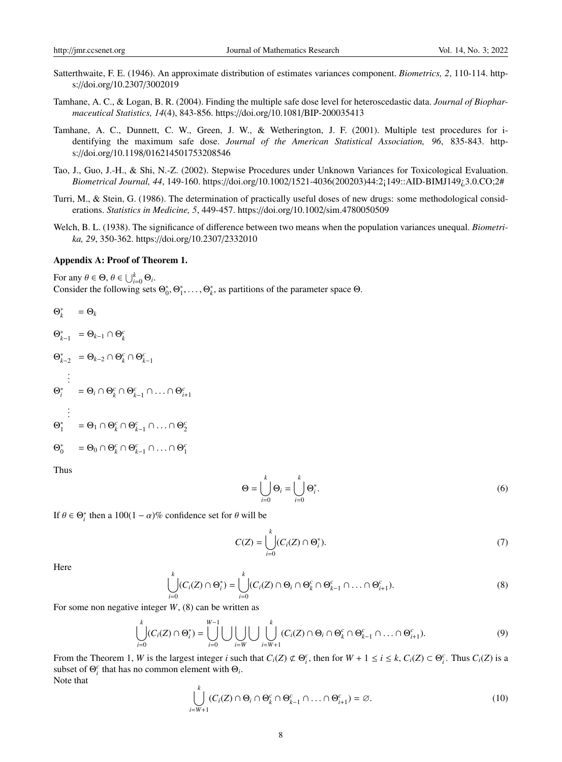Satterthwaite, F. E. (1946). An approximate distribution of estimates variances component. *Biometrics, 2*, 110-114. https://doi.org/10.2307/3002019

Tamhane, A. C., & Logan, B. R. (2004). Finding the multiple safe dose level for heteroscedastic data. *Journal of Biopharmaceutical Statistics, 14*(4), 843-856. https://doi.org/10.1081/BIP-200035413

Tamhane, A. C., Dunnett, C. W., Green, J. W., & Wetherington, J. F. (2001). Multiple test procedures for identifying the maximum safe dose. *Journal of the American Statistical Association, 96*, 835-843. https://doi.org/10.1198/016214501753208546

Tao, J., Guo, J.-H., & Shi, N.-Z. (2002). Stepwise Procedures under Unknown Variances for Toxicological Evaluation. *Biometrical Journal, 44*, 149-160. https://doi.org/10.1002/1521-4036(200203)44:2¡149::AID-BIMJ149¿3.0.CO;2#

Turri, M., & Stein, G. (1986). The determination of practically useful doses of new drugs: some methodological considerations. *Statistics in Medicine, 5*, 449-457. https://doi.org/10.1002/sim.4780050509

Welch, B. L. (1938). The significance of difference between two means when the population variances unequal. *Biometrika, 29*, 350-362. https://doi.org/10.2307/2332010

**Appendix A: Proof of Theorem 1.**

For any $\theta \in \Theta$, $\theta \in \bigcup_{i=0}^{k} \Theta_i$.
Consider the following sets $\Theta_0^*, \Theta_1^*, \ldots, \Theta_k^*$, as partitions of the parameter space $\Theta$.

$$
\begin{aligned}
\Theta_k^* &= \Theta_k \\
\Theta_{k-1}^* &= \Theta_{k-1} \cap \Theta_k^c \\
\Theta_{k-2}^* &= \Theta_{k-2} \cap \Theta_k^c \cap \Theta_{k-1}^c \\
&\vdots \\
\Theta_i^* &= \Theta_i \cap \Theta_k^c \cap \Theta_{k-1}^c \cap \ldots \cap \Theta_{i+1}^c \\
&\vdots \\
\Theta_1^* &= \Theta_1 \cap \Theta_k^c \cap \Theta_{k-1}^c \cap \ldots \cap \Theta_2^c \\
\Theta_0^* &= \Theta_0 \cap \Theta_k^c \cap \Theta_{k-1}^c \cap \ldots \cap \Theta_1^c
\end{aligned}
$$

Thus

$$\Theta = \bigcup_{i=0}^{k} \Theta_i = \bigcup_{i=0}^{k} \Theta_i^*. \tag{6}$$

If $\theta \in \Theta_i^*$ then a $100(1-\alpha)\%$ confidence set for $\theta$ will be

$$C(Z) = \bigcup_{i=0}^{k} (C_i(Z) \cap \Theta_i^*). \tag{7}$$

Here

$$\bigcup_{i=0}^{k} (C_i(Z) \cap \Theta_i^*) = \bigcup_{i=0}^{k} (C_i(Z) \cap \Theta_i \cap \Theta_k^c \cap \Theta_{k-1}^c \cap \ldots \cap \Theta_{i+1}^c). \tag{8}$$

For some non negative integer $W$, (8) can be written as

$$\bigcup_{i=0}^{k} (C_i(Z) \cap \Theta_i^*) = \bigcup_{i=0}^{W-1} \bigcup \bigcup_{i=W} \bigcup \bigcup_{i=W+1}^{k} (C_i(Z) \cap \Theta_i \cap \Theta_k^c \cap \Theta_{k-1}^c \cap \ldots \cap \Theta_{i+1}^c). \tag{9}$$

From the Theorem 1, $W$ is the largest integer $i$ such that $C_i(Z) \not\subset \Theta_i^c$, then for $W+1 \leq i \leq k$, $C_i(Z) \subset \Theta_i^c$. Thus $C_i(Z)$ is a subset of $\Theta_i^c$ that has no common element with $\Theta_i$.
Note that

$$\bigcup_{i=W+1}^{k} (C_i(Z) \cap \Theta_i \cap \Theta_k^c \cap \Theta_{k-1}^c \cap \ldots \cap \Theta_{i+1}^c) = \varnothing. \tag{10}$$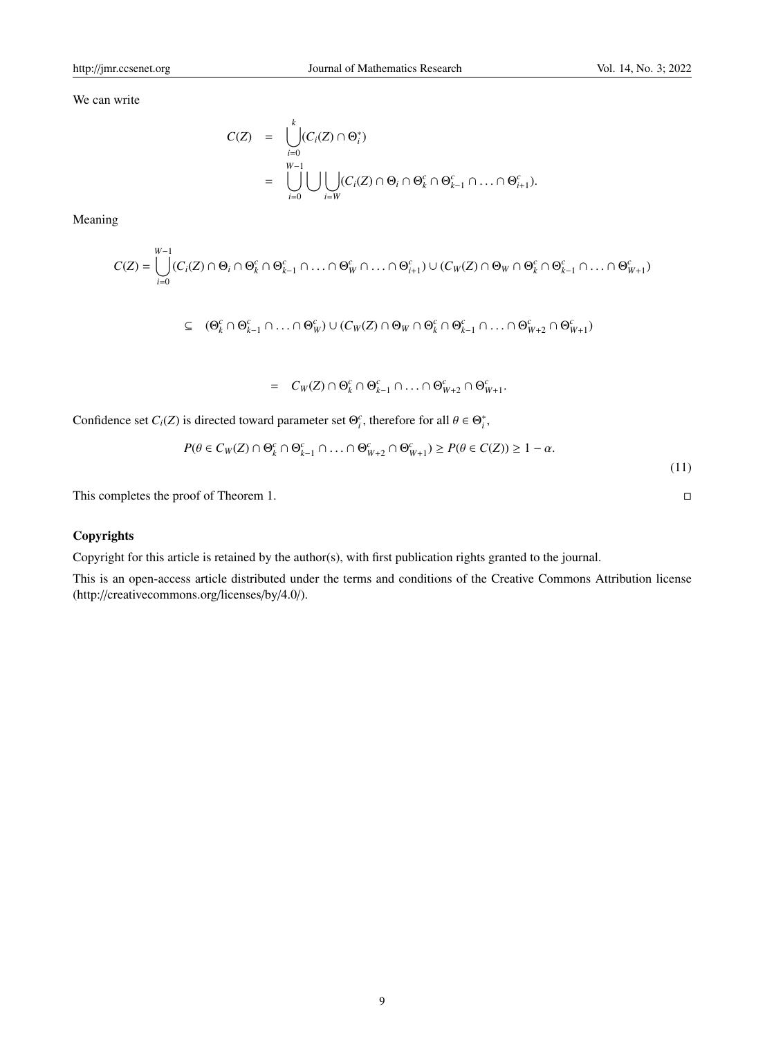We can write

$$
\begin{aligned}
C(Z) &= \bigcup_{i=0}^{k} (C_i(Z) \cap \Theta_i^*) \\
&= \bigcup_{i=0}^{W-1} \bigcup \bigcup_{i=W} (C_i(Z) \cap \Theta_i \cap \Theta_k^c \cap \Theta_{k-1}^c \cap \ldots \cap \Theta_{i+1}^c).
\end{aligned}
$$

Meaning

$$
C(Z) = \bigcup_{i=0}^{W-1} (C_i(Z) \cap \Theta_i \cap \Theta_k^c \cap \Theta_{k-1}^c \cap \ldots \cap \Theta_W^c \cap \ldots \cap \Theta_{i+1}^c) \cup (C_W(Z) \cap \Theta_W \cap \Theta_k^c \cap \Theta_{k-1}^c \cap \ldots \cap \Theta_{W+1}^c)
$$

$$
\subseteq \quad (\Theta_k^c \cap \Theta_{k-1}^c \cap \ldots \cap \Theta_W^c) \cup (C_W(Z) \cap \Theta_W \cap \Theta_k^c \cap \Theta_{k-1}^c \cap \ldots \cap \Theta_{W+2}^c \cap \Theta_{W+1}^c)
$$

$$
= \quad C_W(Z) \cap \Theta_k^c \cap \Theta_{k-1}^c \cap \ldots \cap \Theta_{W+2}^c \cap \Theta_{W+1}^c.
$$

Confidence set $C_i(Z)$ is directed toward parameter set $\Theta_i^c$, therefore for all $\theta \in \Theta_i^*$,

$$
P(\theta \in C_W(Z) \cap \Theta_k^c \cap \Theta_{k-1}^c \cap \ldots \cap \Theta_{W+2}^c \cap \Theta_{W+1}^c) \geq P(\theta \in C(Z)) \geq 1 - \alpha. \tag{11}
$$

This completes the proof of Theorem 1. □

## Copyrights

Copyright for this article is retained by the author(s), with first publication rights granted to the journal.

This is an open-access article distributed under the terms and conditions of the Creative Commons Attribution license (http://creativecommons.org/licenses/by/4.0/).